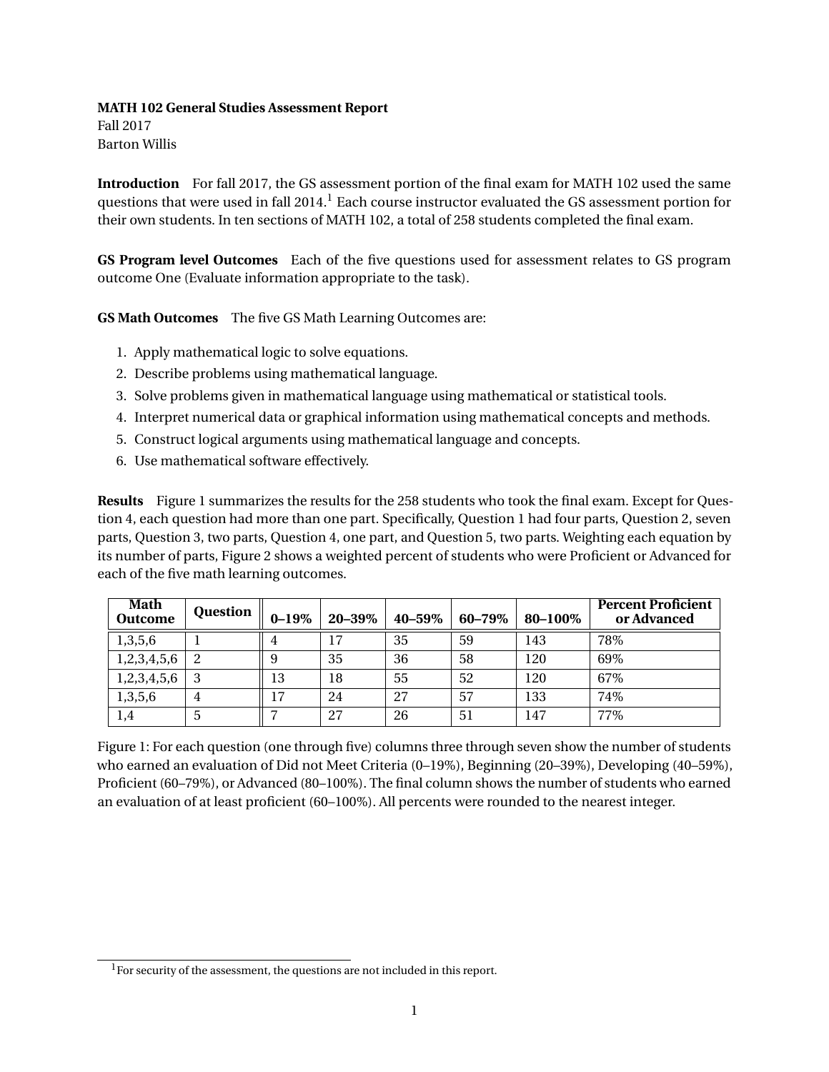**MATH 102 General Studies Assessment Report**
Fall 2017
Barton Willis

**Introduction** For fall 2017, the GS assessment portion of the final exam for MATH 102 used the same questions that were used in fall 2014.[1] Each course instructor evaluated the GS assessment portion for their own students. In ten sections of MATH 102, a total of 258 students completed the final exam.

**GS Program level Outcomes** Each of the five questions used for assessment relates to GS program outcome One (Evaluate information appropriate to the task).

**GS Math Outcomes** The five GS Math Learning Outcomes are:

1. Apply mathematical logic to solve equations.
2. Describe problems using mathematical language.
3. Solve problems given in mathematical language using mathematical or statistical tools.
4. Interpret numerical data or graphical information using mathematical concepts and methods.
5. Construct logical arguments using mathematical language and concepts.
6. Use mathematical software effectively.

**Results** Figure 1 summarizes the results for the 258 students who took the final exam. Except for Question 4, each question had more than one part. Specifically, Question 1 had four parts, Question 2, seven parts, Question 3, two parts, Question 4, one part, and Question 5, two parts. Weighting each equation by its number of parts, Figure 2 shows a weighted percent of students who were Proficient or Advanced for each of the five math learning outcomes.

| Math Outcome | Question | 0–19% | 20–39% | 40–59% | 60–79% | 80–100% | Percent Proficient or Advanced |
|---|---|---|---|---|---|---|---|
| 1,3,5,6 | 1 | 4 | 17 | 35 | 59 | 143 | 78% |
| 1,2,3,4,5,6 | 2 | 9 | 35 | 36 | 58 | 120 | 69% |
| 1,2,3,4,5,6 | 3 | 13 | 18 | 55 | 52 | 120 | 67% |
| 1,3,5,6 | 4 | 17 | 24 | 27 | 57 | 133 | 74% |
| 1,4 | 5 | 7 | 27 | 26 | 51 | 147 | 77% |

Figure 1: For each question (one through five) columns three through seven show the number of students who earned an evaluation of Did not Meet Criteria (0–19%), Beginning (20–39%), Developing (40–59%), Proficient (60–79%), or Advanced (80–100%). The final column shows the number of students who earned an evaluation of at least proficient (60–100%). All percents were rounded to the nearest integer.

[1] For security of the assessment, the questions are not included in this report.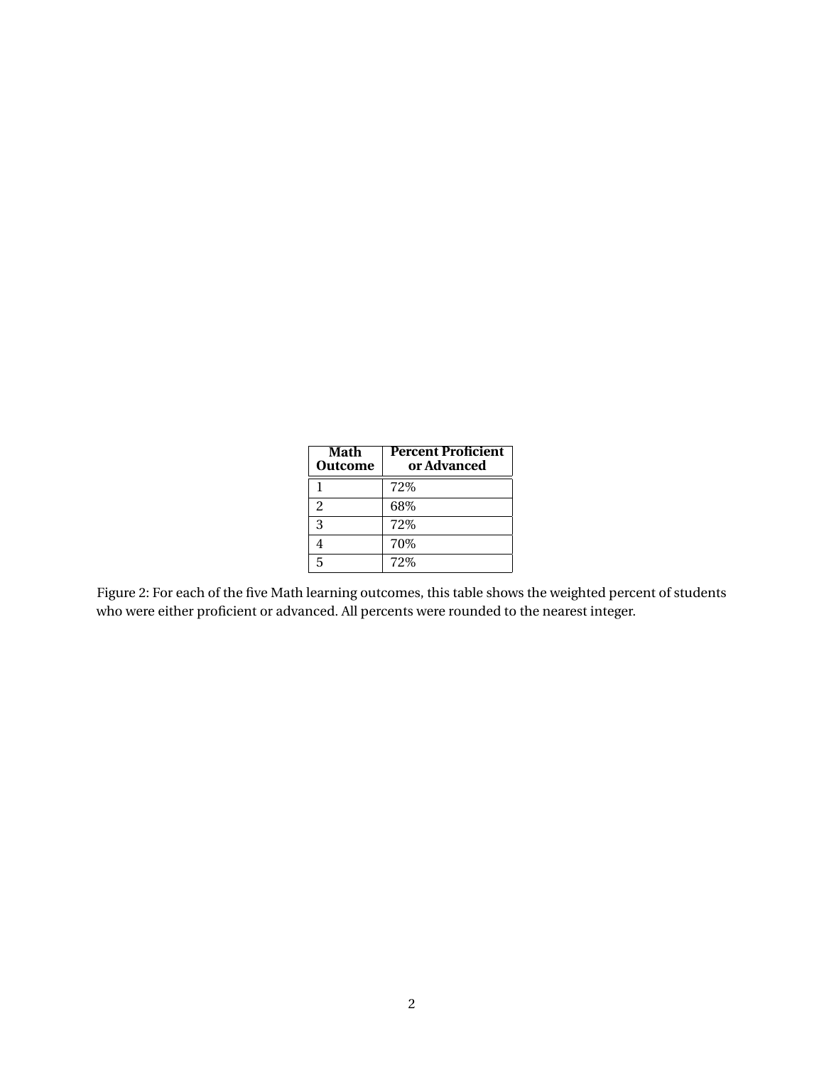| Math Outcome | Percent Proficient or Advanced |
|---|---|
| 1 | 72% |
| 2 | 68% |
| 3 | 72% |
| 4 | 70% |
| 5 | 72% |

Figure 2: For each of the five Math learning outcomes, this table shows the weighted percent of students who were either proficient or advanced. All percents were rounded to the nearest integer.